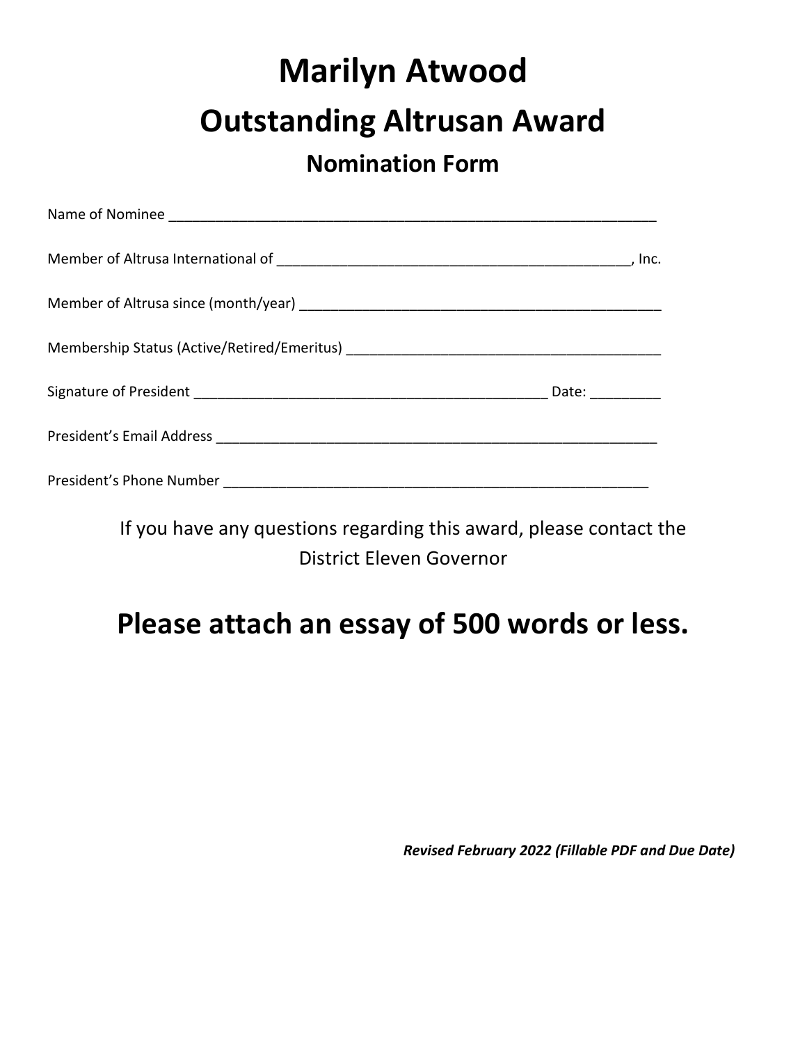# Marilyn Atwood

# Outstanding Altrusan Award

## Nomination Form

Name of Nominee ________________________________________________________________

Member of Altrusa International of ______________________________________________, Inc.

Member of Altrusa since (month/year) _______________________________________________

Membership Status (Active/Retired/Emeritus) _________________________________________

Signature of President ______________________________________________ Date: _________

President's Email Address ____________________________________________________

President's Phone Number __________________________________________________

If you have any questions regarding this award, please contact the District Eleven Governor

## Please attach an essay of 500 words or less.

***Revised February 2022 (Fillable PDF and Due Date)***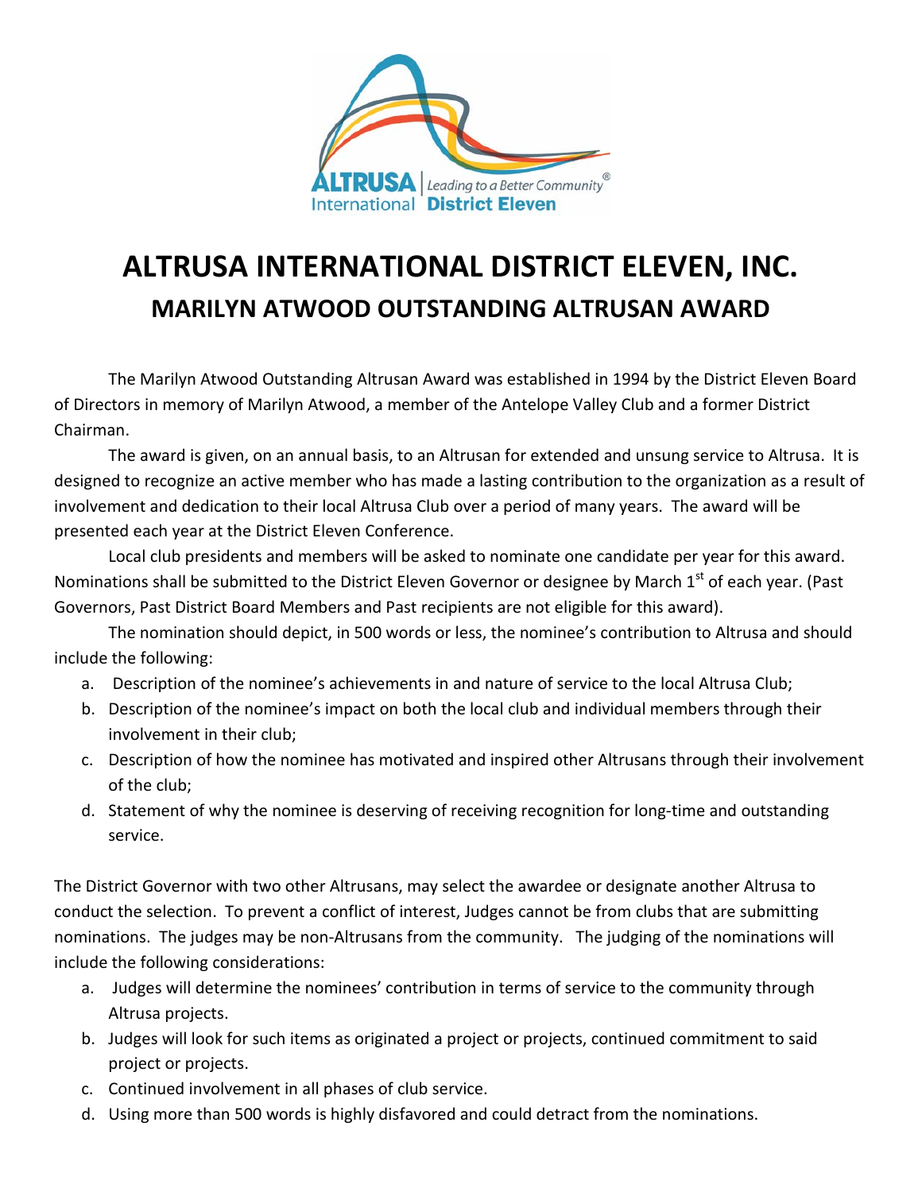# ALTRUSA INTERNATIONAL DISTRICT ELEVEN, INC.

## MARILYN ATWOOD OUTSTANDING ALTRUSAN AWARD

The Marilyn Atwood Outstanding Altrusan Award was established in 1994 by the District Eleven Board of Directors in memory of Marilyn Atwood, a member of the Antelope Valley Club and a former District Chairman.

The award is given, on an annual basis, to an Altrusan for extended and unsung service to Altrusa. It is designed to recognize an active member who has made a lasting contribution to the organization as a result of involvement and dedication to their local Altrusa Club over a period of many years. The award will be presented each year at the District Eleven Conference.

Local club presidents and members will be asked to nominate one candidate per year for this award. Nominations shall be submitted to the District Eleven Governor or designee by March 1st of each year. (Past Governors, Past District Board Members and Past recipients are not eligible for this award).

The nomination should depict, in 500 words or less, the nominee's contribution to Altrusa and should include the following:

a. Description of the nominee's achievements in and nature of service to the local Altrusa Club;
b. Description of the nominee's impact on both the local club and individual members through their involvement in their club;
c. Description of how the nominee has motivated and inspired other Altrusans through their involvement of the club;
d. Statement of why the nominee is deserving of receiving recognition for long-time and outstanding service.

The District Governor with two other Altrusans, may select the awardee or designate another Altrusa to conduct the selection. To prevent a conflict of interest, Judges cannot be from clubs that are submitting nominations. The judges may be non-Altrusans from the community. The judging of the nominations will include the following considerations:

a. Judges will determine the nominees' contribution in terms of service to the community through Altrusa projects.
b. Judges will look for such items as originated a project or projects, continued commitment to said project or projects.
c. Continued involvement in all phases of club service.
d. Using more than 500 words is highly disfavored and could detract from the nominations.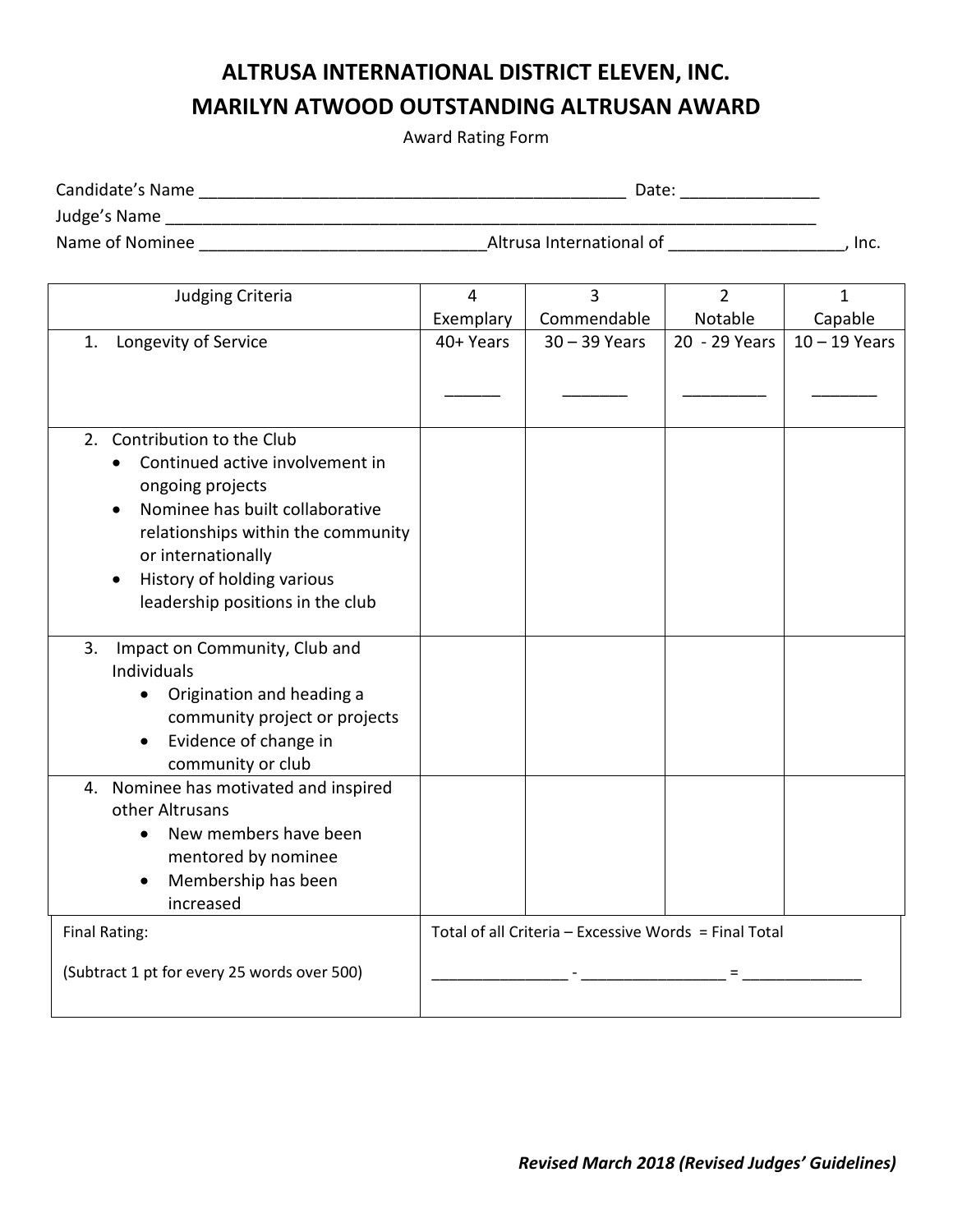# ALTRUSA INTERNATIONAL DISTRICT ELEVEN, INC.

# MARILYN ATWOOD OUTSTANDING ALTRUSAN AWARD

Award Rating Form

Candidate's Name ______________________________________________ Date: _______________

Judge's Name ______________________________________________________________________

Name of Nominee ______________________________ Altrusa International of __________________, Inc.

| Judging Criteria | 4<br>Exemplary | 3<br>Commendable | 2<br>Notable | 1<br>Capable |
|---|---|---|---|---|
| 1. Longevity of Service | 40+ Years<br><br>______ | 30 – 39 Years<br><br>_______ | 20 - 29 Years<br><br>_________ | 10 – 19 Years<br><br>_______ |
| 2. Contribution to the Club<br>• Continued active involvement in ongoing projects<br>• Nominee has built collaborative relationships within the community or internationally<br>• History of holding various leadership positions in the club | | | | |
| 3. Impact on Community, Club and Individuals<br>• Origination and heading a community project or projects<br>• Evidence of change in community or club | | | | |
| 4. Nominee has motivated and inspired other Altrusans<br>• New members have been mentored by nominee<br>• Membership has been increased | | | | |

| | |
|---|---|
| Final Rating:<br><br>(Subtract 1 pt for every 25 words over 500) | Total of all Criteria – Excessive Words = Final Total<br><br>_______________ - ________________ = _____________ |

***Revised March 2018 (Revised Judges' Guidelines)***